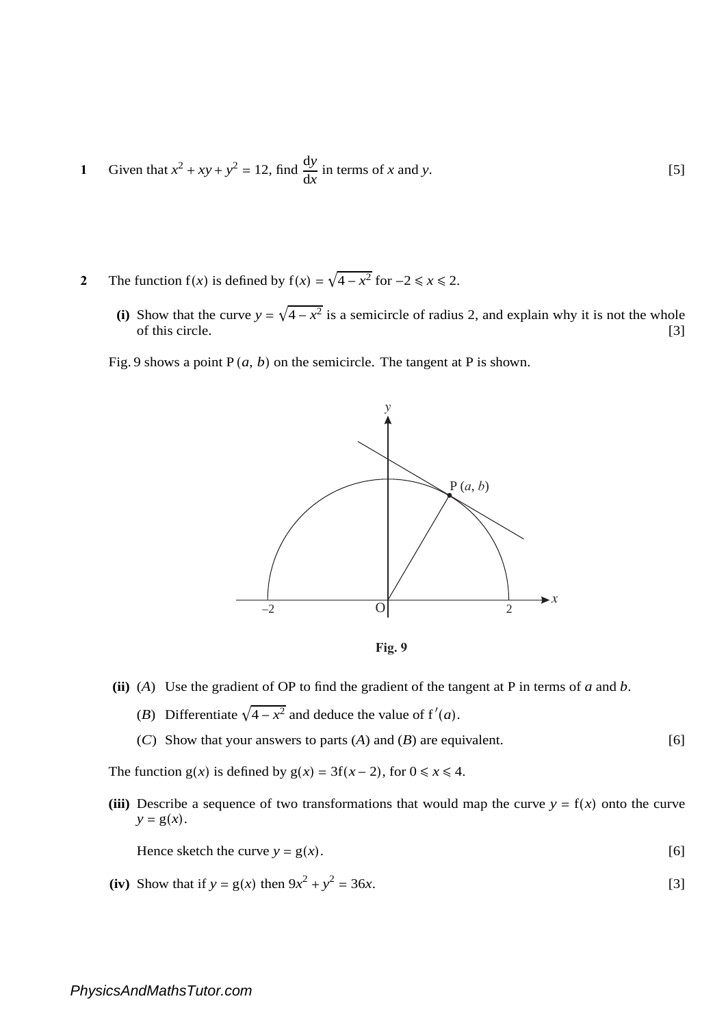**1** Given that $x^2 + xy + y^2 = 12$, find $\frac{dy}{dx}$ in terms of $x$ and $y$. [5]

**2** The function $f(x)$ is defined by $f(x) = \sqrt{4 - x^2}$ for $-2 \leqslant x \leqslant 2$.

**(i)** Show that the curve $y = \sqrt{4 - x^2}$ is a semicircle of radius 2, and explain why it is not the whole of this circle. [3]

Fig. 9 shows a point P $(a, b)$ on the semicircle. The tangent at P is shown.

**Fig. 9**

**(ii)** $(A)$ Use the gradient of OP to find the gradient of the tangent at P in terms of $a$ and $b$.

$(B)$ Differentiate $\sqrt{4 - x^2}$ and deduce the value of $f'(a)$.

$(C)$ Show that your answers to parts $(A)$ and $(B)$ are equivalent. [6]

The function $g(x)$ is defined by $g(x) = 3f(x - 2)$, for $0 \leqslant x \leqslant 4$.

**(iii)** Describe a sequence of two transformations that would map the curve $y = f(x)$ onto the curve $y = g(x)$.

Hence sketch the curve $y = g(x)$. [6]

**(iv)** Show that if $y = g(x)$ then $9x^2 + y^2 = 36x$. [3]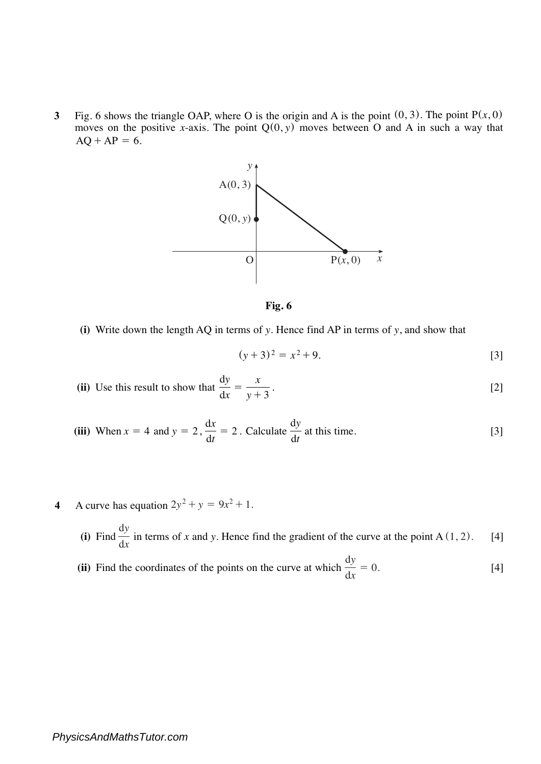**3** Fig. 6 shows the triangle OAP, where O is the origin and A is the point $(0, 3)$. The point $P(x, 0)$ moves on the positive $x$-axis. The point $Q(0, y)$ moves between O and A in such a way that $AQ + AP = 6$.

**Fig. 6**

**(i)** Write down the length AQ in terms of $y$. Hence find AP in terms of $y$, and show that

$$(y + 3)^2 = x^2 + 9.$$

[3]

**(ii)** Use this result to show that $\dfrac{dy}{dx} = \dfrac{x}{y + 3}$. [2]

**(iii)** When $x = 4$ and $y = 2$, $\dfrac{dx}{dt} = 2$. Calculate $\dfrac{dy}{dt}$ at this time. [3]

**4** A curve has equation $2y^2 + y = 9x^2 + 1$.

**(i)** Find $\dfrac{dy}{dx}$ in terms of $x$ and $y$. Hence find the gradient of the curve at the point $A(1, 2)$. [4]

**(ii)** Find the coordinates of the points on the curve at which $\dfrac{dy}{dx} = 0$. [4]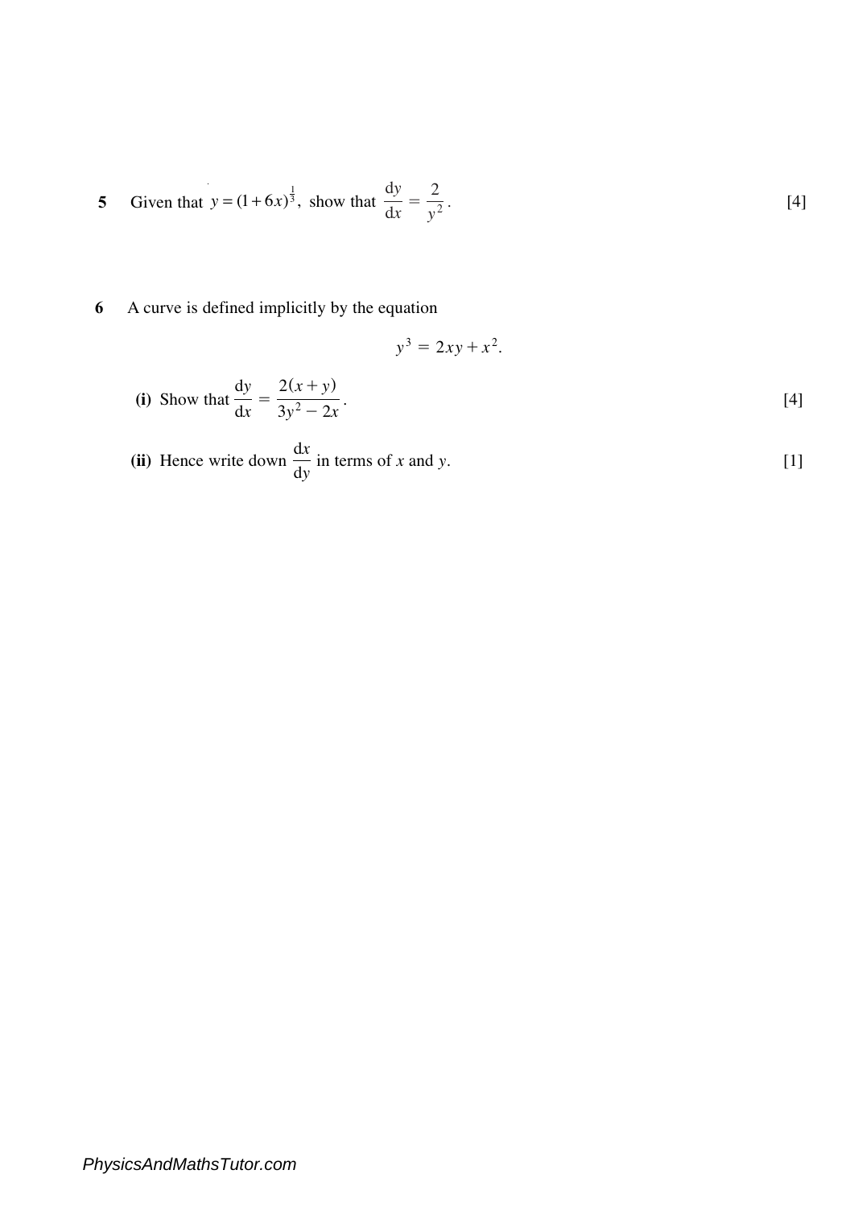**5** Given that $y = (1 + 6x)^{\frac{1}{3}}$, show that $\dfrac{\mathrm{d}y}{\mathrm{d}x} = \dfrac{2}{y^2}$. [4]

**6** A curve is defined implicitly by the equation

$$y^3 = 2xy + x^2.$$

**(i)** Show that $\dfrac{\mathrm{d}y}{\mathrm{d}x} = \dfrac{2(x + y)}{3y^2 - 2x}$. [4]

**(ii)** Hence write down $\dfrac{\mathrm{d}x}{\mathrm{d}y}$ in terms of $x$ and $y$. [1]